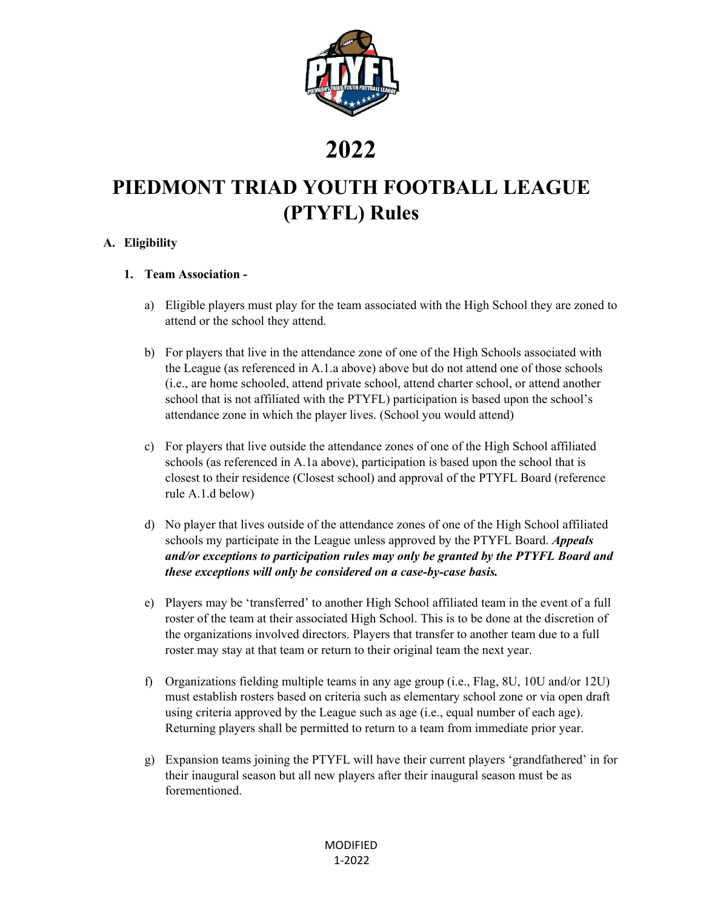# 2022

# PIEDMONT TRIAD YOUTH FOOTBALL LEAGUE (PTYFL) Rules

## A. Eligibility

### 1. Team Association -

a) Eligible players must play for the team associated with the High School they are zoned to attend or the school they attend.

b) For players that live in the attendance zone of one of the High Schools associated with the League (as referenced in A.1.a above) above but do not attend one of those schools (i.e., are home schooled, attend private school, attend charter school, or attend another school that is not affiliated with the PTYFL) participation is based upon the school's attendance zone in which the player lives. (School you would attend)

c) For players that live outside the attendance zones of one of the High School affiliated schools (as referenced in A.1a above), participation is based upon the school that is closest to their residence (Closest school) and approval of the PTYFL Board (reference rule A.1.d below)

d) No player that lives outside of the attendance zones of one of the High School affiliated schools my participate in the League unless approved by the PTYFL Board. ***Appeals and/or exceptions to participation rules may only be granted by the PTYFL Board and these exceptions will only be considered on a case-by-case basis.***

e) Players may be 'transferred' to another High School affiliated team in the event of a full roster of the team at their associated High School. This is to be done at the discretion of the organizations involved directors. Players that transfer to another team due to a full roster may stay at that team or return to their original team the next year.

f) Organizations fielding multiple teams in any age group (i.e., Flag, 8U, 10U and/or 12U) must establish rosters based on criteria such as elementary school zone or via open draft using criteria approved by the League such as age (i.e., equal number of each age). Returning players shall be permitted to return to a team from immediate prior year.

g) Expansion teams joining the PTYFL will have their current players 'grandfathered' in for their inaugural season but all new players after their inaugural season must be as forementioned.

MODIFIED
1-2022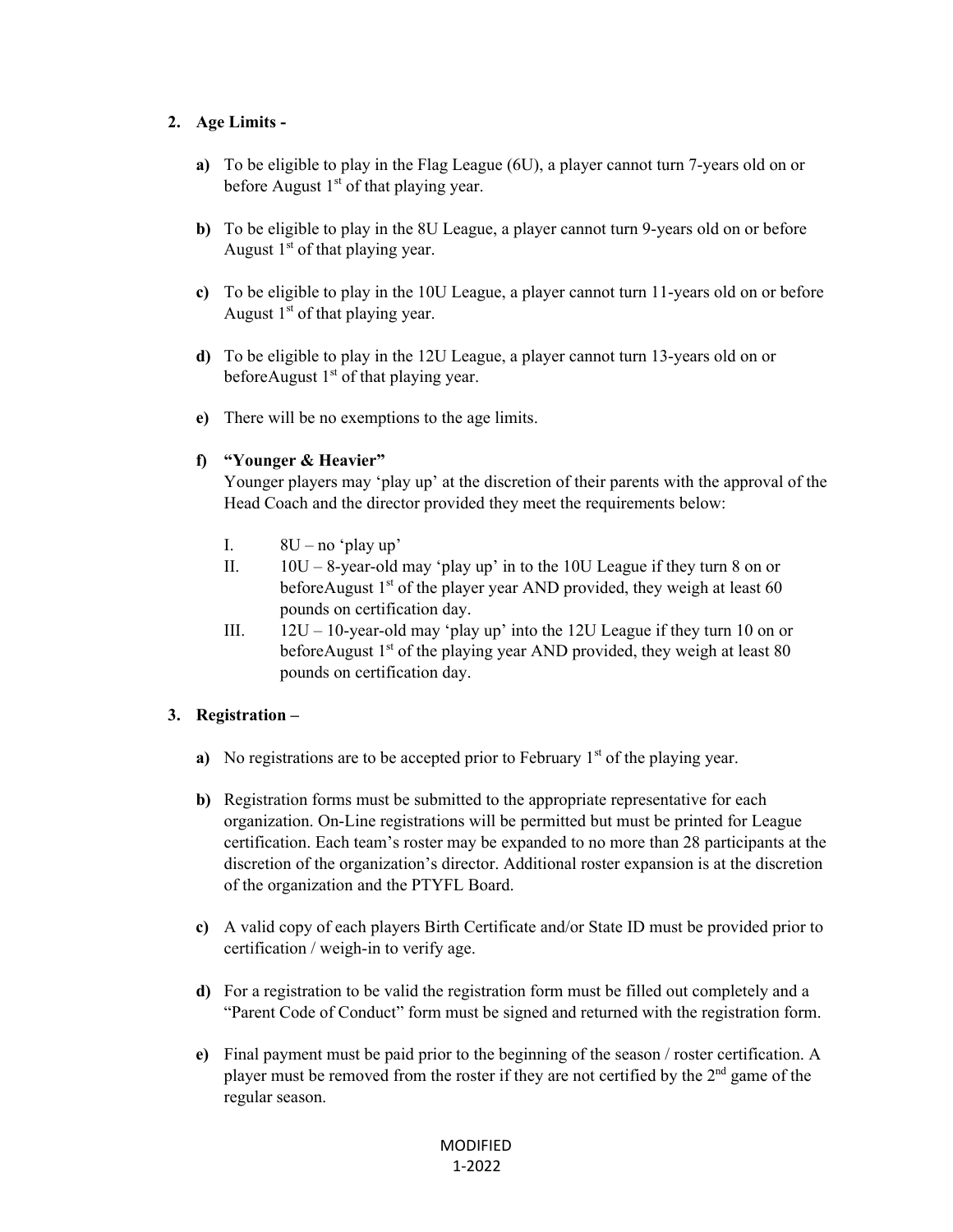2. **Age Limits -**

   **a)** To be eligible to play in the Flag League (6U), a player cannot turn 7-years old on or before August 1st of that playing year.

   **b)** To be eligible to play in the 8U League, a player cannot turn 9-years old on or before August 1st of that playing year.

   **c)** To be eligible to play in the 10U League, a player cannot turn 11-years old on or before August 1st of that playing year.

   **d)** To be eligible to play in the 12U League, a player cannot turn 13-years old on or beforeAugust 1st of that playing year.

   **e)** There will be no exemptions to the age limits.

   **f)** **"Younger & Heavier"**
   Younger players may 'play up' at the discretion of their parents with the approval of the Head Coach and the director provided they meet the requirements below:

      I. 8U – no 'play up'
      II. 10U – 8-year-old may 'play up' in to the 10U League if they turn 8 on or beforeAugust 1st of the player year AND provided, they weigh at least 60 pounds on certification day.
      III. 12U – 10-year-old may 'play up' into the 12U League if they turn 10 on or beforeAugust 1st of the playing year AND provided, they weigh at least 80 pounds on certification day.

3. **Registration –**

   **a)** No registrations are to be accepted prior to February 1st of the playing year.

   **b)** Registration forms must be submitted to the appropriate representative for each organization. On-Line registrations will be permitted but must be printed for League certification. Each team's roster may be expanded to no more than 28 participants at the discretion of the organization's director. Additional roster expansion is at the discretion of the organization and the PTYFL Board.

   **c)** A valid copy of each players Birth Certificate and/or State ID must be provided prior to certification / weigh-in to verify age.

   **d)** For a registration to be valid the registration form must be filled out completely and a "Parent Code of Conduct" form must be signed and returned with the registration form.

   **e)** Final payment must be paid prior to the beginning of the season / roster certification. A player must be removed from the roster if they are not certified by the 2nd game of the regular season.

MODIFIED
1-2022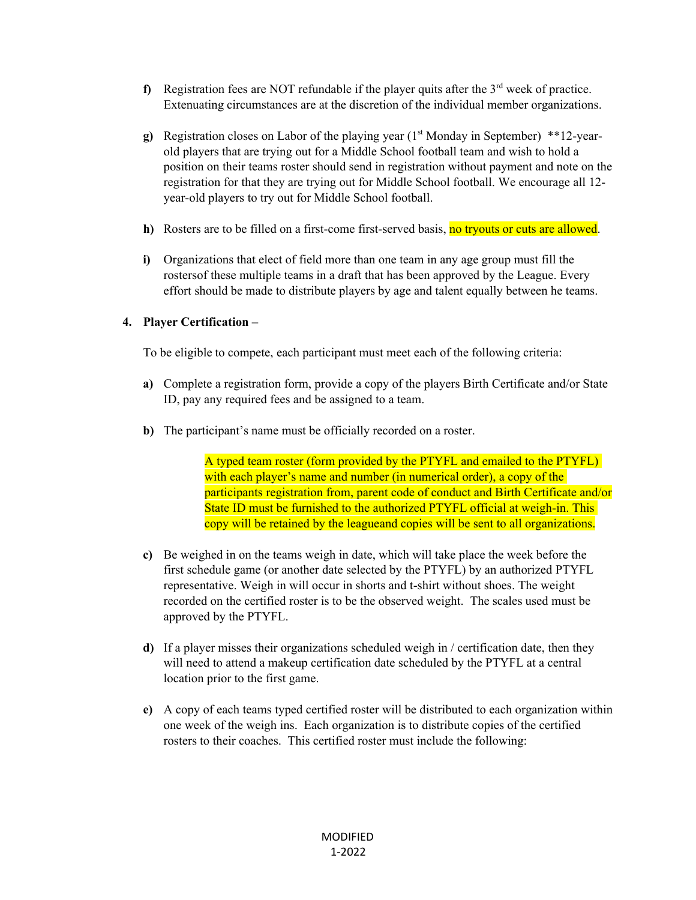**f)** Registration fees are NOT refundable if the player quits after the 3rd week of practice. Extenuating circumstances are at the discretion of the individual member organizations.

**g)** Registration closes on Labor of the playing year (1st Monday in September) **12-year-old players that are trying out for a Middle School football team and wish to hold a position on their teams roster should send in registration without payment and note on the registration for that they are trying out for Middle School football. We encourage all 12-year-old players to try out for Middle School football.

**h)** Rosters are to be filled on a first-come first-served basis, no tryouts or cuts are allowed.

**i)** Organizations that elect of field more than one team in any age group must fill the rostersof these multiple teams in a draft that has been approved by the League. Every effort should be made to distribute players by age and talent equally between he teams.

**4. Player Certification –**

To be eligible to compete, each participant must meet each of the following criteria:

**a)** Complete a registration form, provide a copy of the players Birth Certificate and/or State ID, pay any required fees and be assigned to a team.

**b)** The participant's name must be officially recorded on a roster.

> A typed team roster (form provided by the PTYFL and emailed to the PTYFL) with each player's name and number (in numerical order), a copy of the participants registration from, parent code of conduct and Birth Certificate and/or State ID must be furnished to the authorized PTYFL official at weigh-in. This copy will be retained by the leagueand copies will be sent to all organizations.

**c)** Be weighed in on the teams weigh in date, which will take place the week before the first schedule game (or another date selected by the PTYFL) by an authorized PTYFL representative. Weigh in will occur in shorts and t-shirt without shoes. The weight recorded on the certified roster is to be the observed weight. The scales used must be approved by the PTYFL.

**d)** If a player misses their organizations scheduled weigh in / certification date, then they will need to attend a makeup certification date scheduled by the PTYFL at a central location prior to the first game.

**e)** A copy of each teams typed certified roster will be distributed to each organization within one week of the weigh ins. Each organization is to distribute copies of the certified rosters to their coaches. This certified roster must include the following: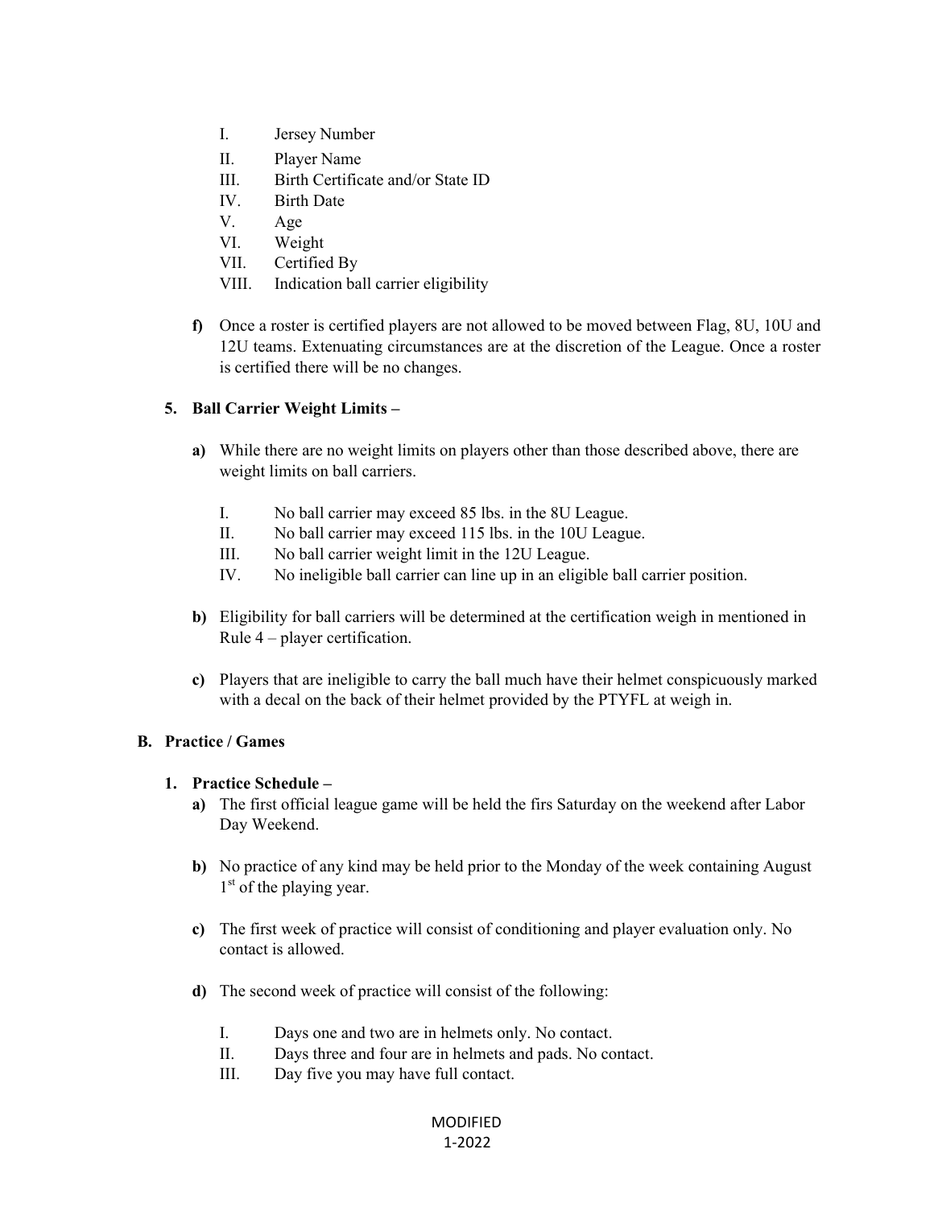I. Jersey Number
II. Player Name
III. Birth Certificate and/or State ID
IV. Birth Date
V. Age
VI. Weight
VII. Certified By
VIII. Indication ball carrier eligibility

**f)** Once a roster is certified players are not allowed to be moved between Flag, 8U, 10U and 12U teams. Extenuating circumstances are at the discretion of the League. Once a roster is certified there will be no changes.

**5. Ball Carrier Weight Limits –**

**a)** While there are no weight limits on players other than those described above, there are weight limits on ball carriers.

I. No ball carrier may exceed 85 lbs. in the 8U League.
II. No ball carrier may exceed 115 lbs. in the 10U League.
III. No ball carrier weight limit in the 12U League.
IV. No ineligible ball carrier can line up in an eligible ball carrier position.

**b)** Eligibility for ball carriers will be determined at the certification weigh in mentioned in Rule 4 – player certification.

**c)** Players that are ineligible to carry the ball much have their helmet conspicuously marked with a decal on the back of their helmet provided by the PTYFL at weigh in.

## B. Practice / Games

**1. Practice Schedule –**

**a)** The first official league game will be held the firs Saturday on the weekend after Labor Day Weekend.

**b)** No practice of any kind may be held prior to the Monday of the week containing August 1st of the playing year.

**c)** The first week of practice will consist of conditioning and player evaluation only. No contact is allowed.

**d)** The second week of practice will consist of the following:

I. Days one and two are in helmets only. No contact.
II. Days three and four are in helmets and pads. No contact.
III. Day five you may have full contact.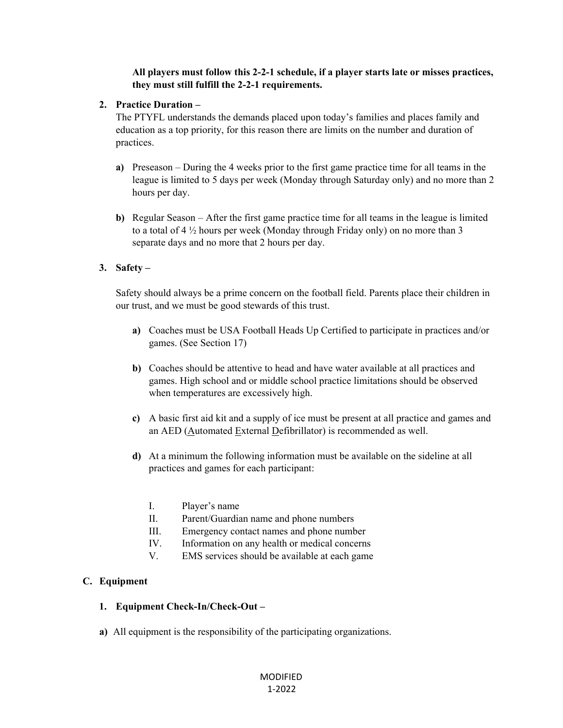**All players must follow this 2-2-1 schedule, if a player starts late or misses practices, they must still fulfill the 2-2-1 requirements.**

**2. Practice Duration –**

The PTYFL understands the demands placed upon today's families and places family and education as a top priority, for this reason there are limits on the number and duration of practices.

**a)** Preseason – During the 4 weeks prior to the first game practice time for all teams in the league is limited to 5 days per week (Monday through Saturday only) and no more than 2 hours per day.

**b)** Regular Season – After the first game practice time for all teams in the league is limited to a total of 4 ½ hours per week (Monday through Friday only) on no more than 3 separate days and no more that 2 hours per day.

**3. Safety –**

Safety should always be a prime concern on the football field. Parents place their children in our trust, and we must be good stewards of this trust.

**a)** Coaches must be USA Football Heads Up Certified to participate in practices and/or games. (See Section 17)

**b)** Coaches should be attentive to head and have water available at all practices and games. High school and or middle school practice limitations should be observed when temperatures are excessively high.

**c)** A basic first aid kit and a supply of ice must be present at all practice and games and an AED (Automated External Defibrillator) is recommended as well.

**d)** At a minimum the following information must be available on the sideline at all practices and games for each participant:

I. Player's name
II. Parent/Guardian name and phone numbers
III. Emergency contact names and phone number
IV. Information on any health or medical concerns
V. EMS services should be available at each game

## C. Equipment

**1. Equipment Check-In/Check-Out –**

**a)** All equipment is the responsibility of the participating organizations.

MODIFIED
1-2022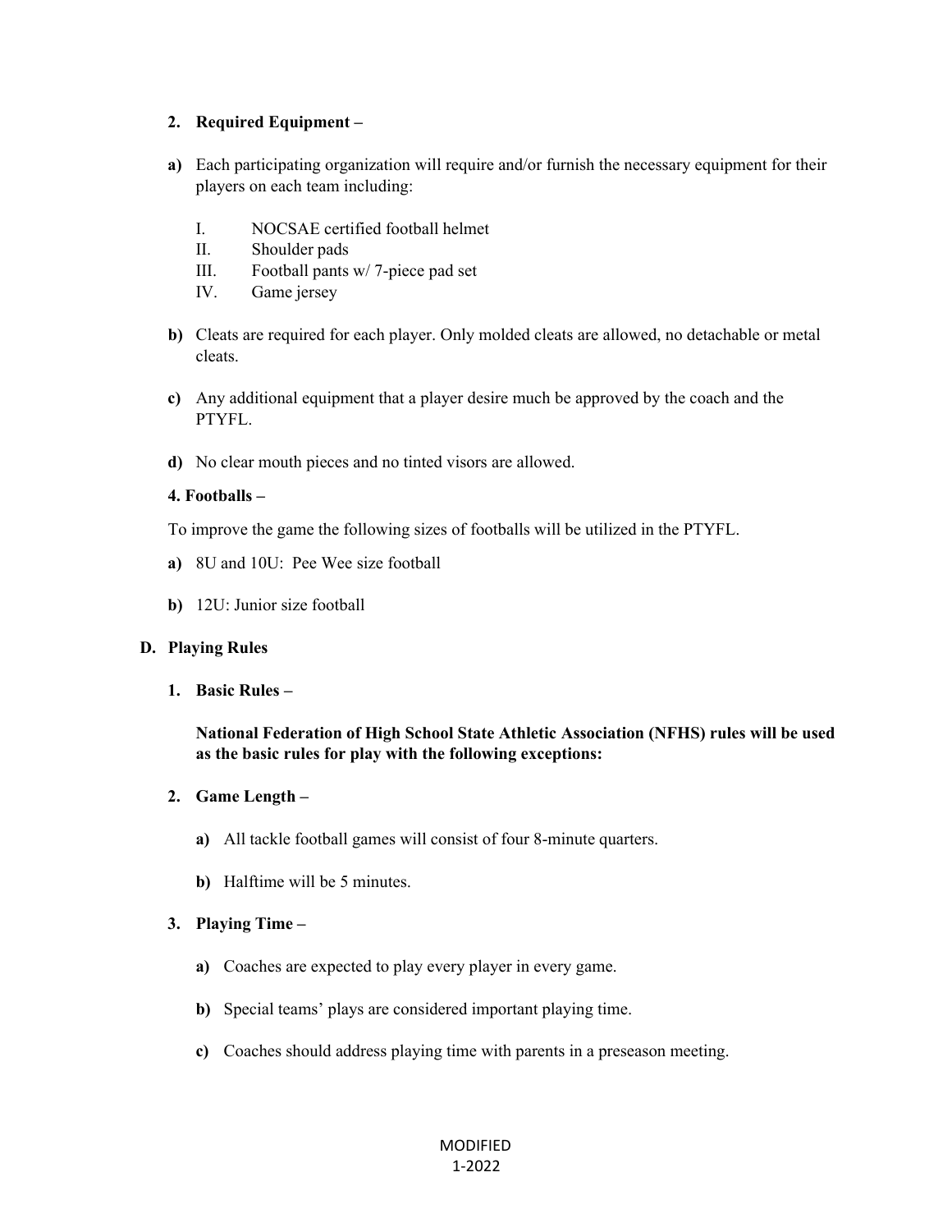2. **Required Equipment –**

**a)** Each participating organization will require and/or furnish the necessary equipment for their players on each team including:

I. NOCSAE certified football helmet
II. Shoulder pads
III. Football pants w/ 7-piece pad set
IV. Game jersey

**b)** Cleats are required for each player. Only molded cleats are allowed, no detachable or metal cleats.

**c)** Any additional equipment that a player desire much be approved by the coach and the PTYFL.

**d)** No clear mouth pieces and no tinted visors are allowed.

**4. Footballs –**

To improve the game the following sizes of footballs will be utilized in the PTYFL.

**a)** 8U and 10U: Pee Wee size football

**b)** 12U: Junior size football

## D. Playing Rules

1. **Basic Rules –**

**National Federation of High School State Athletic Association (NFHS) rules will be used as the basic rules for play with the following exceptions:**

2. **Game Length –**

**a)** All tackle football games will consist of four 8-minute quarters.

**b)** Halftime will be 5 minutes.

3. **Playing Time –**

**a)** Coaches are expected to play every player in every game.

**b)** Special teams' plays are considered important playing time.

**c)** Coaches should address playing time with parents in a preseason meeting.

MODIFIED
1-2022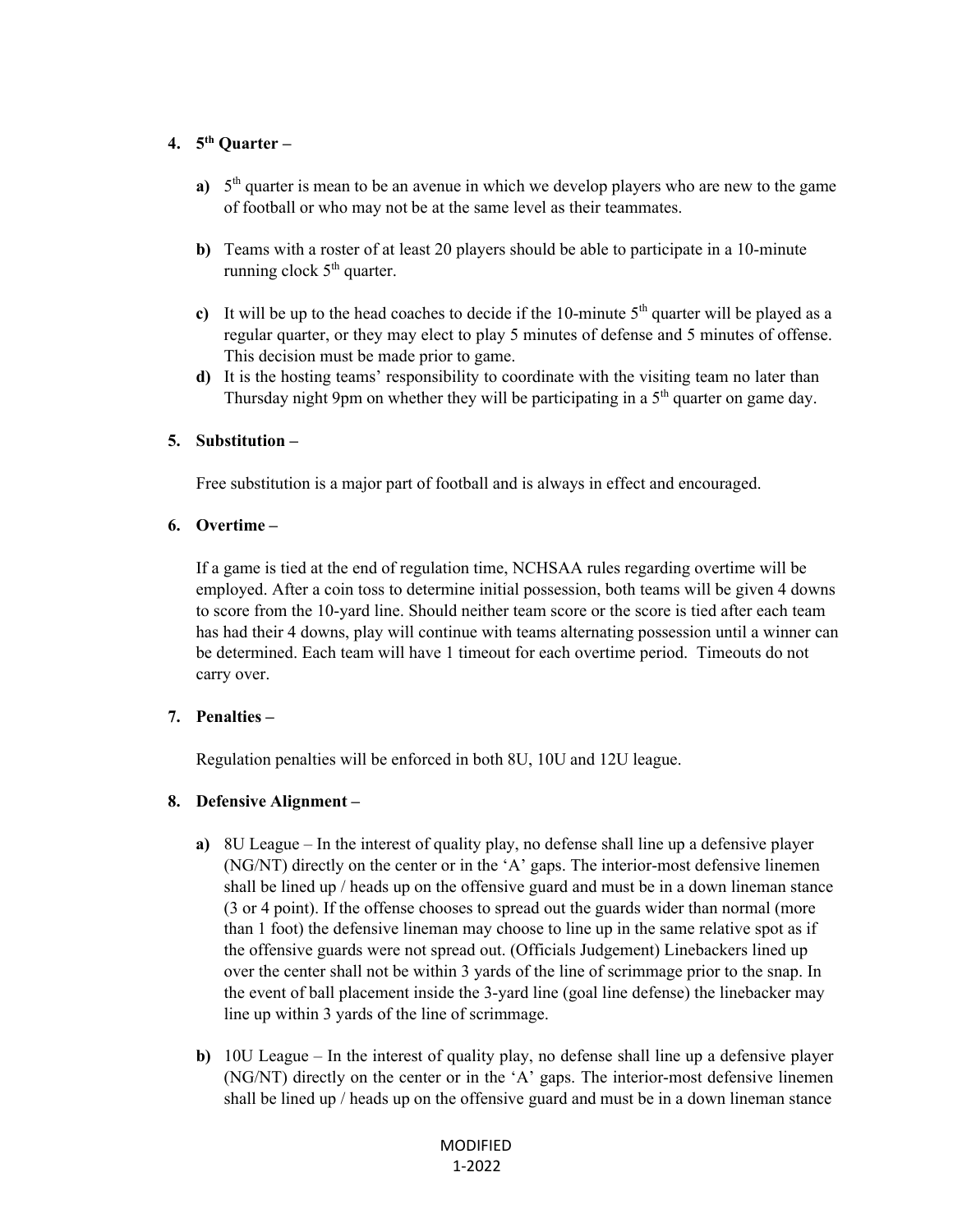**4. 5th Quarter –**

**a)** 5th quarter is mean to be an avenue in which we develop players who are new to the game of football or who may not be at the same level as their teammates.

**b)** Teams with a roster of at least 20 players should be able to participate in a 10-minute running clock 5th quarter.

**c)** It will be up to the head coaches to decide if the 10-minute 5th quarter will be played as a regular quarter, or they may elect to play 5 minutes of defense and 5 minutes of offense. This decision must be made prior to game.

**d)** It is the hosting teams' responsibility to coordinate with the visiting team no later than Thursday night 9pm on whether they will be participating in a 5th quarter on game day.

**5. Substitution –**

Free substitution is a major part of football and is always in effect and encouraged.

**6. Overtime –**

If a game is tied at the end of regulation time, NCHSAA rules regarding overtime will be employed. After a coin toss to determine initial possession, both teams will be given 4 downs to score from the 10-yard line. Should neither team score or the score is tied after each team has had their 4 downs, play will continue with teams alternating possession until a winner can be determined. Each team will have 1 timeout for each overtime period. Timeouts do not carry over.

**7. Penalties –**

Regulation penalties will be enforced in both 8U, 10U and 12U league.

**8. Defensive Alignment –**

**a)** 8U League – In the interest of quality play, no defense shall line up a defensive player (NG/NT) directly on the center or in the 'A' gaps. The interior-most defensive linemen shall be lined up / heads up on the offensive guard and must be in a down lineman stance (3 or 4 point). If the offense chooses to spread out the guards wider than normal (more than 1 foot) the defensive lineman may choose to line up in the same relative spot as if the offensive guards were not spread out. (Officials Judgement) Linebackers lined up over the center shall not be within 3 yards of the line of scrimmage prior to the snap. In the event of ball placement inside the 3-yard line (goal line defense) the linebacker may line up within 3 yards of the line of scrimmage.

**b)** 10U League – In the interest of quality play, no defense shall line up a defensive player (NG/NT) directly on the center or in the 'A' gaps. The interior-most defensive linemen shall be lined up / heads up on the offensive guard and must be in a down lineman stance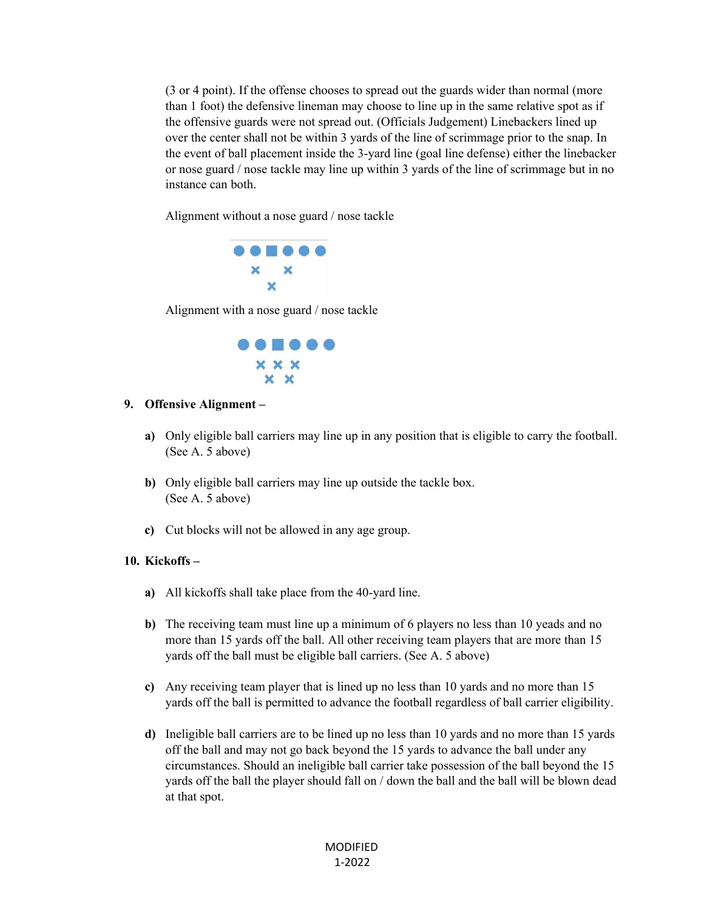(3 or 4 point). If the offense chooses to spread out the guards wider than normal (more than 1 foot) the defensive lineman may choose to line up in the same relative spot as if the offensive guards were not spread out. (Officials Judgement) Linebackers lined up over the center shall not be within 3 yards of the line of scrimmage prior to the snap. In the event of ball placement inside the 3-yard line (goal line defense) either the linebacker or nose guard / nose tackle may line up within 3 yards of the line of scrimmage but in no instance can both.

Alignment without a nose guard / nose tackle

Alignment with a nose guard / nose tackle

**9. Offensive Alignment –**

**a)** Only eligible ball carriers may line up in any position that is eligible to carry the football. (See A. 5 above)

**b)** Only eligible ball carriers may line up outside the tackle box. (See A. 5 above)

**c)** Cut blocks will not be allowed in any age group.

**10. Kickoffs –**

**a)** All kickoffs shall take place from the 40-yard line.

**b)** The receiving team must line up a minimum of 6 players no less than 10 yeads and no more than 15 yards off the ball. All other receiving team players that are more than 15 yards off the ball must be eligible ball carriers. (See A. 5 above)

**c)** Any receiving team player that is lined up no less than 10 yards and no more than 15 yards off the ball is permitted to advance the football regardless of ball carrier eligibility.

**d)** Ineligible ball carriers are to be lined up no less than 10 yards and no more than 15 yards off the ball and may not go back beyond the 15 yards to advance the ball under any circumstances. Should an ineligible ball carrier take possession of the ball beyond the 15 yards off the ball the player should fall on / down the ball and the ball will be blown dead at that spot.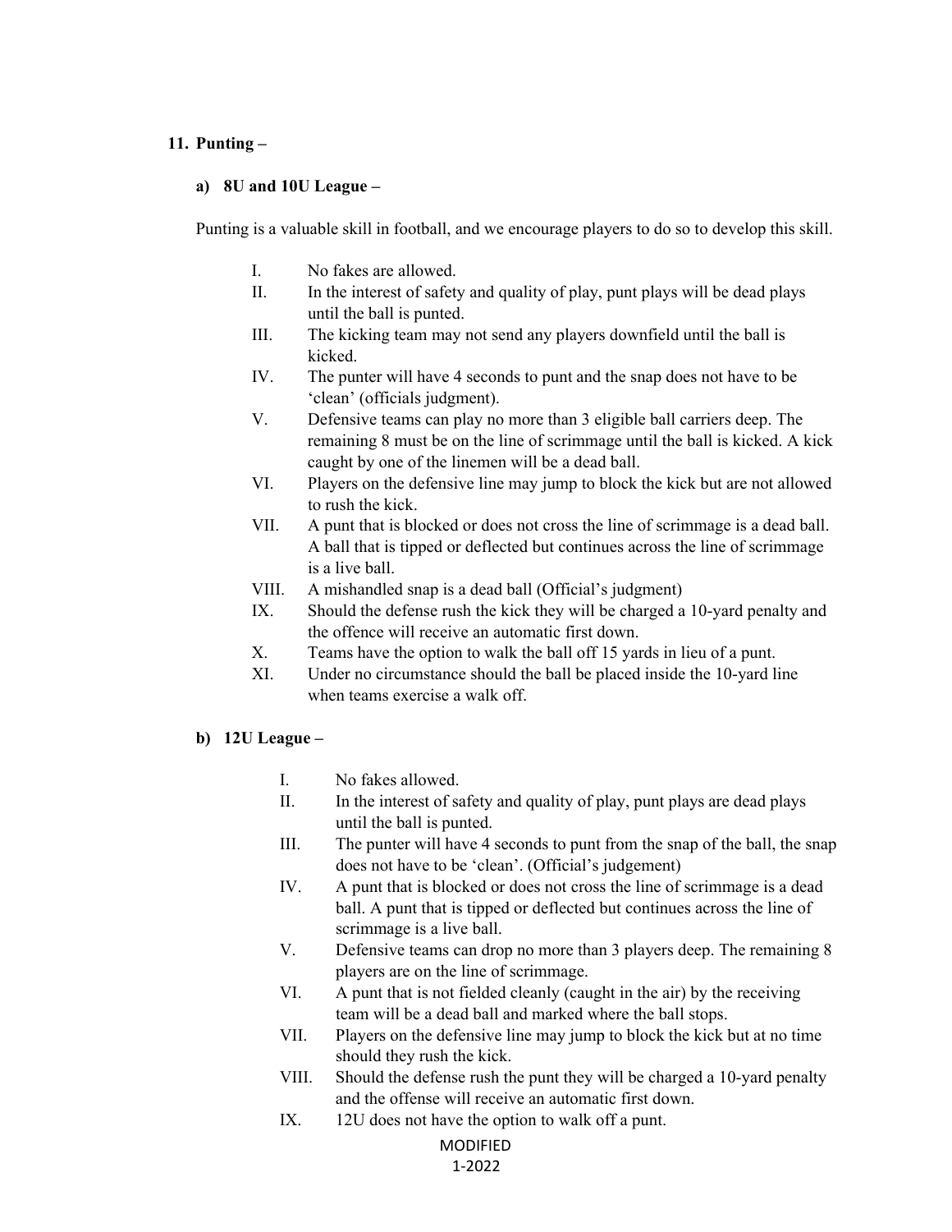## 11. Punting –

### a) 8U and 10U League –

Punting is a valuable skill in football, and we encourage players to do so to develop this skill.

I. No fakes are allowed.

II. In the interest of safety and quality of play, punt plays will be dead plays until the ball is punted.

III. The kicking team may not send any players downfield until the ball is kicked.

IV. The punter will have 4 seconds to punt and the snap does not have to be 'clean' (officials judgment).

V. Defensive teams can play no more than 3 eligible ball carriers deep. The remaining 8 must be on the line of scrimmage until the ball is kicked. A kick caught by one of the linemen will be a dead ball.

VI. Players on the defensive line may jump to block the kick but are not allowed to rush the kick.

VII. A punt that is blocked or does not cross the line of scrimmage is a dead ball. A ball that is tipped or deflected but continues across the line of scrimmage is a live ball.

VIII. A mishandled snap is a dead ball (Official's judgment)

IX. Should the defense rush the kick they will be charged a 10-yard penalty and the offence will receive an automatic first down.

X. Teams have the option to walk the ball off 15 yards in lieu of a punt.

XI. Under no circumstance should the ball be placed inside the 10-yard line when teams exercise a walk off.

### b) 12U League –

I. No fakes allowed.

II. In the interest of safety and quality of play, punt plays are dead plays until the ball is punted.

III. The punter will have 4 seconds to punt from the snap of the ball, the snap does not have to be 'clean'. (Official's judgement)

IV. A punt that is blocked or does not cross the line of scrimmage is a dead ball. A punt that is tipped or deflected but continues across the line of scrimmage is a live ball.

V. Defensive teams can drop no more than 3 players deep. The remaining 8 players are on the line of scrimmage.

VI. A punt that is not fielded cleanly (caught in the air) by the receiving team will be a dead ball and marked where the ball stops.

VII. Players on the defensive line may jump to block the kick but at no time should they rush the kick.

VIII. Should the defense rush the punt they will be charged a 10-yard penalty and the offense will receive an automatic first down.

IX. 12U does not have the option to walk off a punt.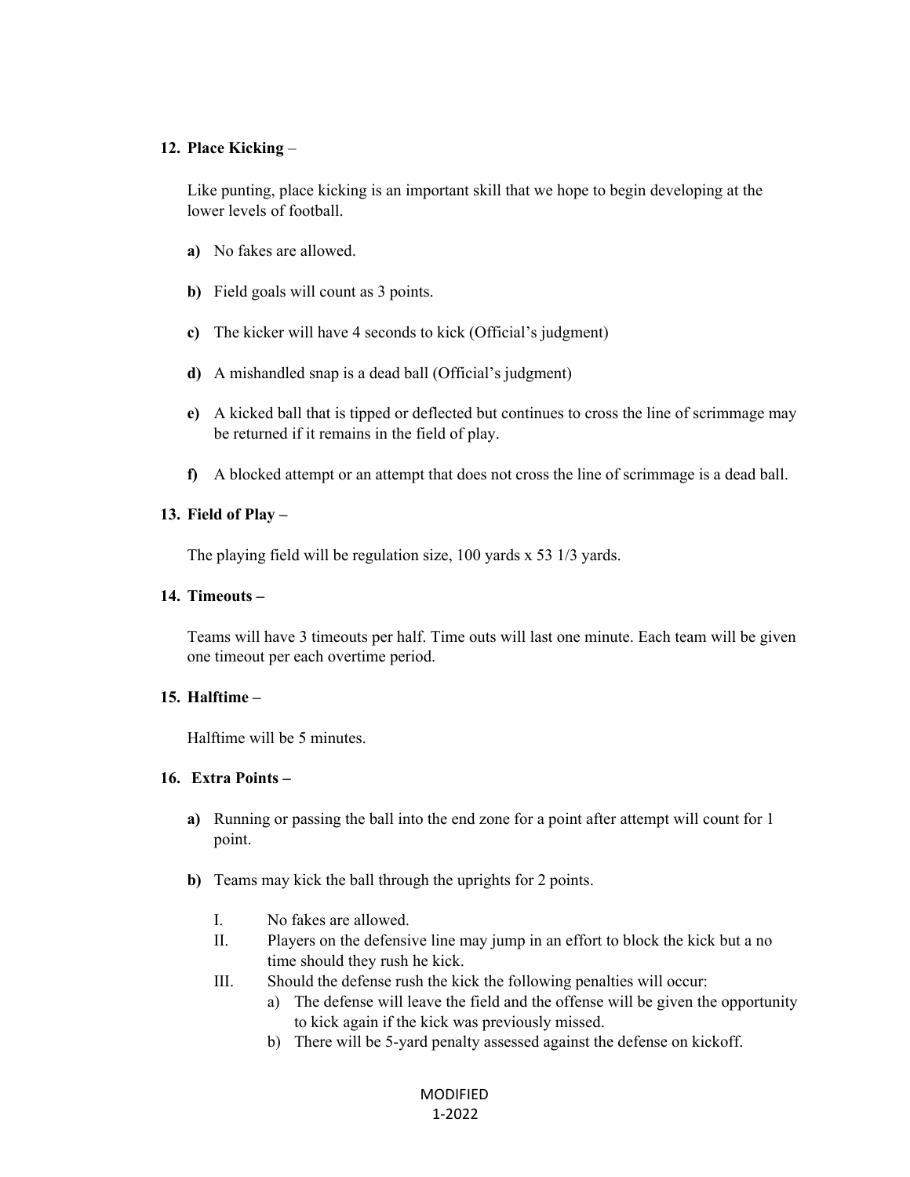**12. Place Kicking** –

Like punting, place kicking is an important skill that we hope to begin developing at the lower levels of football.

**a)** No fakes are allowed.

**b)** Field goals will count as 3 points.

**c)** The kicker will have 4 seconds to kick (Official's judgment)

**d)** A mishandled snap is a dead ball (Official's judgment)

**e)** A kicked ball that is tipped or deflected but continues to cross the line of scrimmage may be returned if it remains in the field of play.

**f)** A blocked attempt or an attempt that does not cross the line of scrimmage is a dead ball.

**13. Field of Play –**

The playing field will be regulation size, 100 yards x 53 1/3 yards.

**14. Timeouts –**

Teams will have 3 timeouts per half. Time outs will last one minute. Each team will be given one timeout per each overtime period.

**15. Halftime –**

Halftime will be 5 minutes.

**16. Extra Points –**

**a)** Running or passing the ball into the end zone for a point after attempt will count for 1 point.

**b)** Teams may kick the ball through the uprights for 2 points.

I. No fakes are allowed.
II. Players on the defensive line may jump in an effort to block the kick but a no time should they rush he kick.
III. Should the defense rush the kick the following penalties will occur:
   a) The defense will leave the field and the offense will be given the opportunity to kick again if the kick was previously missed.
   b) There will be 5-yard penalty assessed against the defense on kickoff.

MODIFIED
1-2022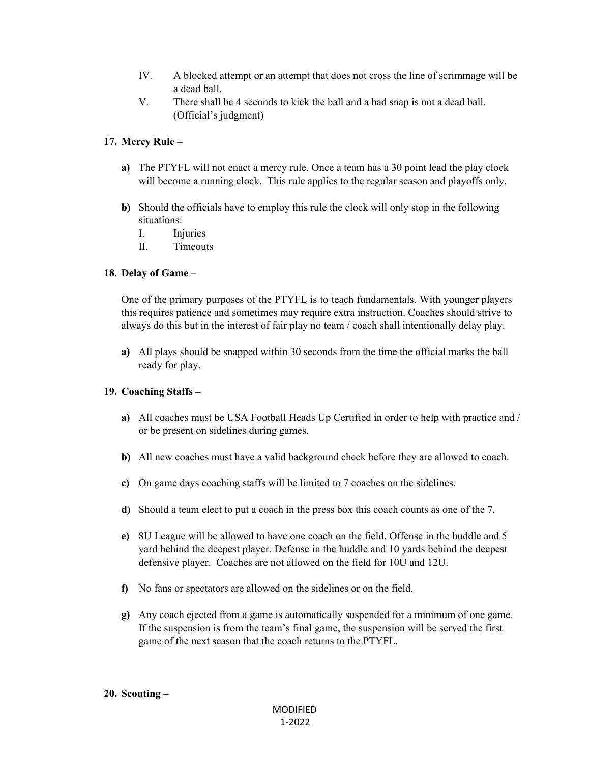IV. A blocked attempt or an attempt that does not cross the line of scrimmage will be a dead ball.

V. There shall be 4 seconds to kick the ball and a bad snap is not a dead ball. (Official's judgment)

**17. Mercy Rule –**

**a)** The PTYFL will not enact a mercy rule. Once a team has a 30 point lead the play clock will become a running clock. This rule applies to the regular season and playoffs only.

**b)** Should the officials have to employ this rule the clock will only stop in the following situations:

I. Injuries

II. Timeouts

**18. Delay of Game –**

One of the primary purposes of the PTYFL is to teach fundamentals. With younger players this requires patience and sometimes may require extra instruction. Coaches should strive to always do this but in the interest of fair play no team / coach shall intentionally delay play.

**a)** All plays should be snapped within 30 seconds from the time the official marks the ball ready for play.

**19. Coaching Staffs –**

**a)** All coaches must be USA Football Heads Up Certified in order to help with practice and / or be present on sidelines during games.

**b)** All new coaches must have a valid background check before they are allowed to coach.

**c)** On game days coaching staffs will be limited to 7 coaches on the sidelines.

**d)** Should a team elect to put a coach in the press box this coach counts as one of the 7.

**e)** 8U League will be allowed to have one coach on the field. Offense in the huddle and 5 yard behind the deepest player. Defense in the huddle and 10 yards behind the deepest defensive player. Coaches are not allowed on the field for 10U and 12U.

**f)** No fans or spectators are allowed on the sidelines or on the field.

**g)** Any coach ejected from a game is automatically suspended for a minimum of one game. If the suspension is from the team's final game, the suspension will be served the first game of the next season that the coach returns to the PTYFL.

**20. Scouting –**

MODIFIED
1-2022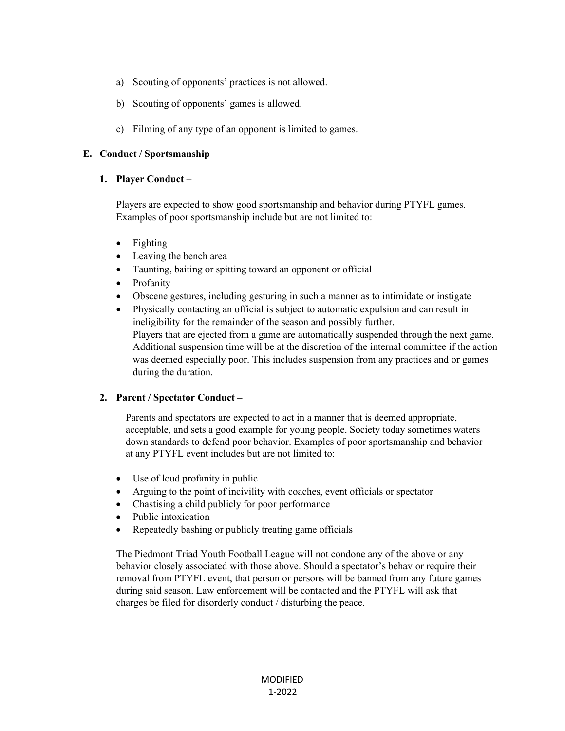a) Scouting of opponents' practices is not allowed.

b) Scouting of opponents' games is allowed.

c) Filming of any type of an opponent is limited to games.

## E. Conduct / Sportsmanship

### 1. Player Conduct –

Players are expected to show good sportsmanship and behavior during PTYFL games. Examples of poor sportsmanship include but are not limited to:

- Fighting
- Leaving the bench area
- Taunting, baiting or spitting toward an opponent or official
- Profanity
- Obscene gestures, including gesturing in such a manner as to intimidate or instigate
- Physically contacting an official is subject to automatic expulsion and can result in ineligibility for the remainder of the season and possibly further.
  Players that are ejected from a game are automatically suspended through the next game. Additional suspension time will be at the discretion of the internal committee if the action was deemed especially poor. This includes suspension from any practices and or games during the duration.

### 2. Parent / Spectator Conduct –

Parents and spectators are expected to act in a manner that is deemed appropriate, acceptable, and sets a good example for young people. Society today sometimes waters down standards to defend poor behavior. Examples of poor sportsmanship and behavior at any PTYFL event includes but are not limited to:

- Use of loud profanity in public
- Arguing to the point of incivility with coaches, event officials or spectator
- Chastising a child publicly for poor performance
- Public intoxication
- Repeatedly bashing or publicly treating game officials

The Piedmont Triad Youth Football League will not condone any of the above or any behavior closely associated with those above. Should a spectator's behavior require their removal from PTYFL event, that person or persons will be banned from any future games during said season. Law enforcement will be contacted and the PTYFL will ask that charges be filed for disorderly conduct / disturbing the peace.

MODIFIED
1-2022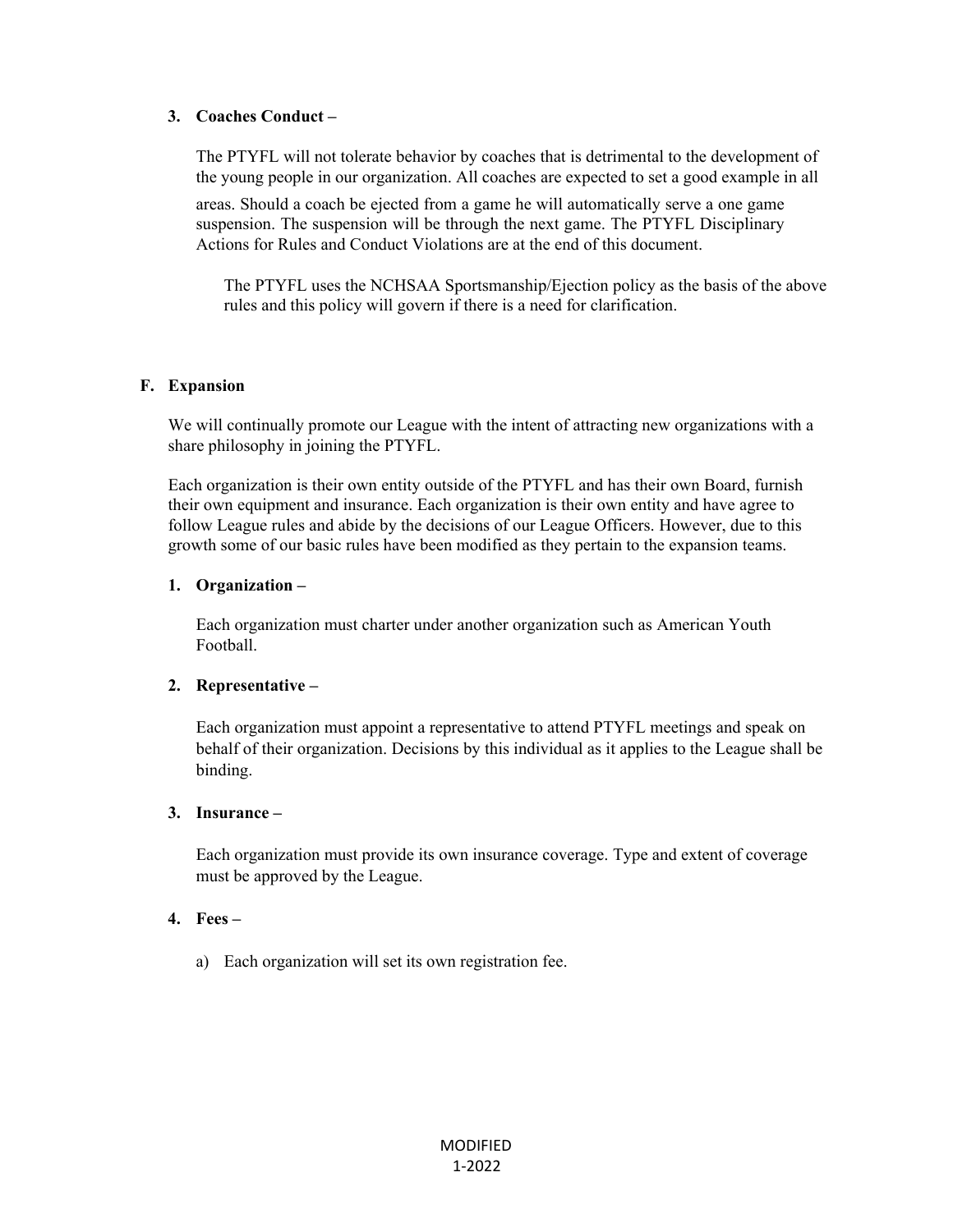**3. Coaches Conduct –**

The PTYFL will not tolerate behavior by coaches that is detrimental to the development of the young people in our organization. All coaches are expected to set a good example in all areas. Should a coach be ejected from a game he will automatically serve a one game suspension. The suspension will be through the next game. The PTYFL Disciplinary Actions for Rules and Conduct Violations are at the end of this document.

The PTYFL uses the NCHSAA Sportsmanship/Ejection policy as the basis of the above rules and this policy will govern if there is a need for clarification.

## F. Expansion

We will continually promote our League with the intent of attracting new organizations with a share philosophy in joining the PTYFL.

Each organization is their own entity outside of the PTYFL and has their own Board, furnish their own equipment and insurance. Each organization is their own entity and have agree to follow League rules and abide by the decisions of our League Officers. However, due to this growth some of our basic rules have been modified as they pertain to the expansion teams.

**1. Organization –**

Each organization must charter under another organization such as American Youth Football.

**2. Representative –**

Each organization must appoint a representative to attend PTYFL meetings and speak on behalf of their organization. Decisions by this individual as it applies to the League shall be binding.

**3. Insurance –**

Each organization must provide its own insurance coverage. Type and extent of coverage must be approved by the League.

**4. Fees –**

a) Each organization will set its own registration fee.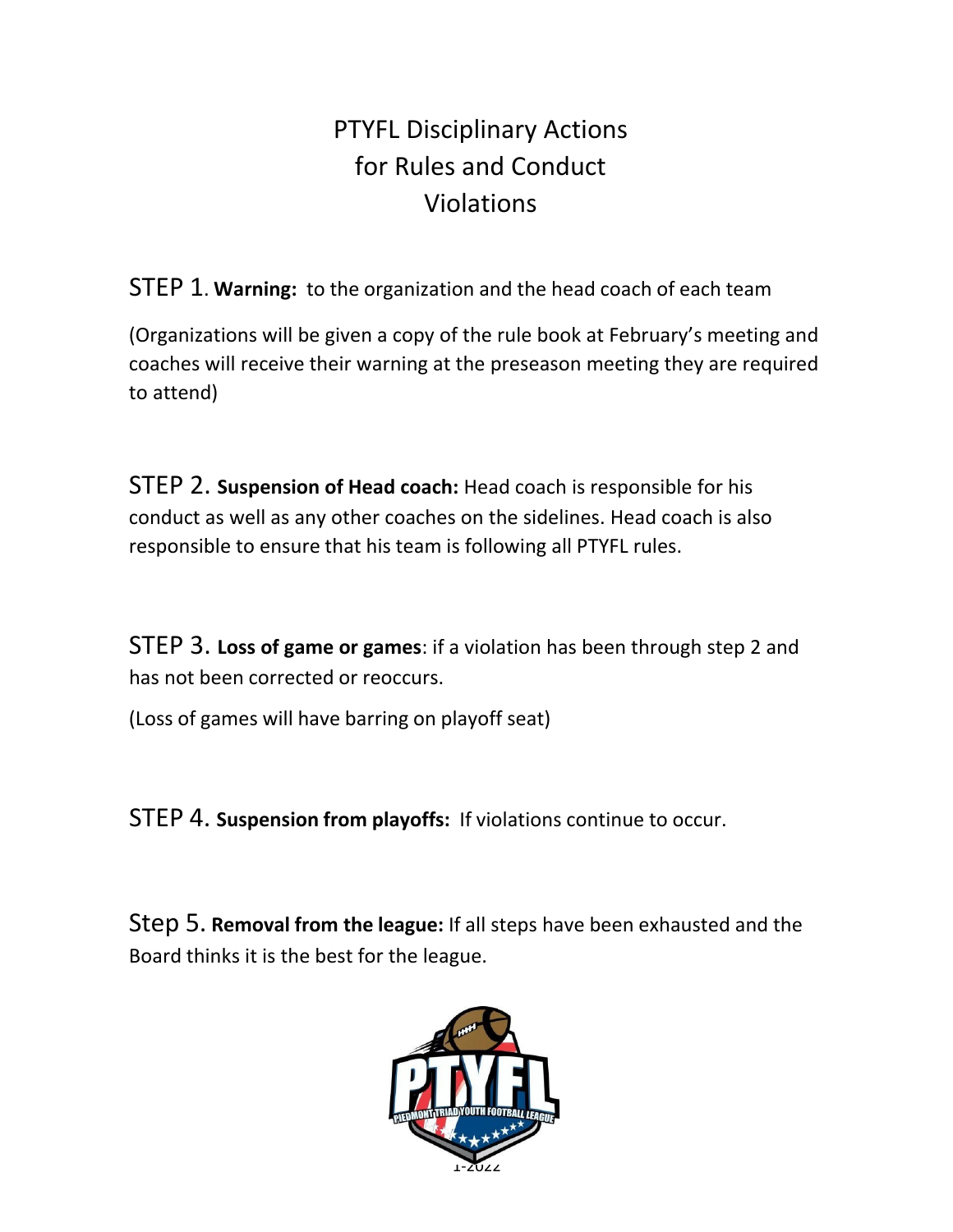# PTYFL Disciplinary Actions for Rules and Conduct Violations

STEP 1. **Warning:** to the organization and the head coach of each team

(Organizations will be given a copy of the rule book at February's meeting and coaches will receive their warning at the preseason meeting they are required to attend)

STEP 2. **Suspension of Head coach:** Head coach is responsible for his conduct as well as any other coaches on the sidelines. Head coach is also responsible to ensure that his team is following all PTYFL rules.

STEP 3. **Loss of game or games**: if a violation has been through step 2 and has not been corrected or reoccurs.

(Loss of games will have barring on playoff seat)

STEP 4. **Suspension from playoffs:** If violations continue to occur.

Step 5. **Removal from the league:** If all steps have been exhausted and the Board thinks it is the best for the league.

1-2022